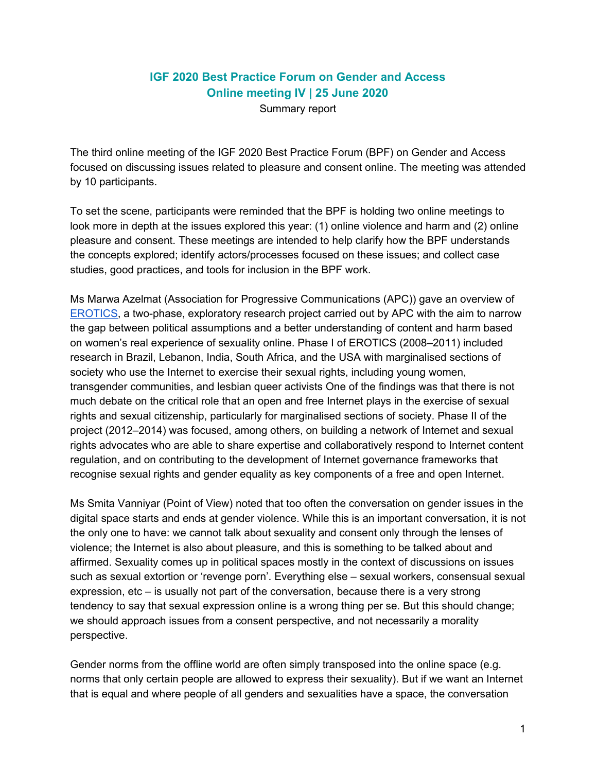# IGF 2020 Best Practice Forum on Gender and Access
## Online meeting IV | 25 June 2020

Summary report

The third online meeting of the IGF 2020 Best Practice Forum (BPF) on Gender and Access focused on discussing issues related to pleasure and consent online. The meeting was attended by 10 participants.

To set the scene, participants were reminded that the BPF is holding two online meetings to look more in depth at the issues explored this year: (1) online violence and harm and (2) online pleasure and consent. These meetings are intended to help clarify how the BPF understands the concepts explored; identify actors/processes focused on these issues; and collect case studies, good practices, and tools for inclusion in the BPF work.

Ms Marwa Azelmat (Association for Progressive Communications (APC)) gave an overview of EROTICS, a two-phase, exploratory research project carried out by APC with the aim to narrow the gap between political assumptions and a better understanding of content and harm based on women's real experience of sexuality online. Phase I of EROTICS (2008–2011) included research in Brazil, Lebanon, India, South Africa, and the USA with marginalised sections of society who use the Internet to exercise their sexual rights, including young women, transgender communities, and lesbian queer activists One of the findings was that there is not much debate on the critical role that an open and free Internet plays in the exercise of sexual rights and sexual citizenship, particularly for marginalised sections of society. Phase II of the project (2012–2014) was focused, among others, on building a network of Internet and sexual rights advocates who are able to share expertise and collaboratively respond to Internet content regulation, and on contributing to the development of Internet governance frameworks that recognise sexual rights and gender equality as key components of a free and open Internet.

Ms Smita Vanniyar (Point of View) noted that too often the conversation on gender issues in the digital space starts and ends at gender violence. While this is an important conversation, it is not the only one to have: we cannot talk about sexuality and consent only through the lenses of violence; the Internet is also about pleasure, and this is something to be talked about and affirmed. Sexuality comes up in political spaces mostly in the context of discussions on issues such as sexual extortion or 'revenge porn'. Everything else – sexual workers, consensual sexual expression, etc – is usually not part of the conversation, because there is a very strong tendency to say that sexual expression online is a wrong thing per se. But this should change; we should approach issues from a consent perspective, and not necessarily a morality perspective.

Gender norms from the offline world are often simply transposed into the online space (e.g. norms that only certain people are allowed to express their sexuality). But if we want an Internet that is equal and where people of all genders and sexualities have a space, the conversation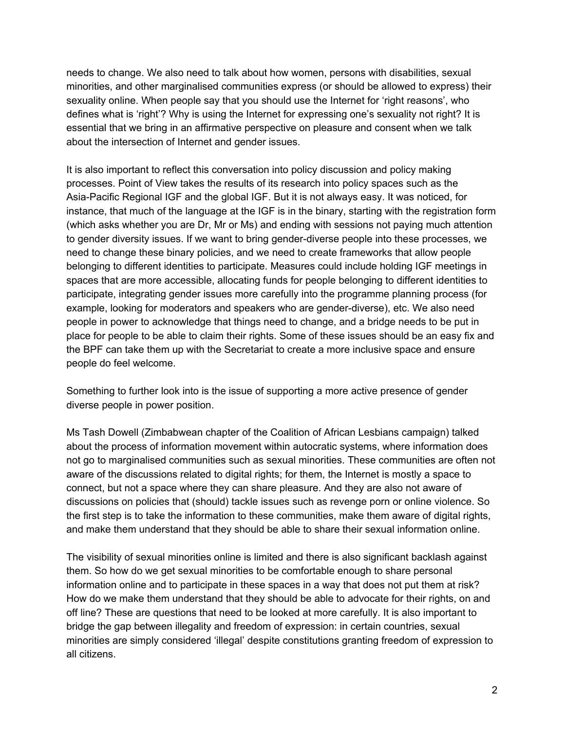needs to change. We also need to talk about how women, persons with disabilities, sexual minorities, and other marginalised communities express (or should be allowed to express) their sexuality online. When people say that you should use the Internet for 'right reasons', who defines what is 'right'? Why is using the Internet for expressing one's sexuality not right? It is essential that we bring in an affirmative perspective on pleasure and consent when we talk about the intersection of Internet and gender issues.

It is also important to reflect this conversation into policy discussion and policy making processes. Point of View takes the results of its research into policy spaces such as the Asia-Pacific Regional IGF and the global IGF. But it is not always easy. It was noticed, for instance, that much of the language at the IGF is in the binary, starting with the registration form (which asks whether you are Dr, Mr or Ms) and ending with sessions not paying much attention to gender diversity issues. If we want to bring gender-diverse people into these processes, we need to change these binary policies, and we need to create frameworks that allow people belonging to different identities to participate. Measures could include holding IGF meetings in spaces that are more accessible, allocating funds for people belonging to different identities to participate, integrating gender issues more carefully into the programme planning process (for example, looking for moderators and speakers who are gender-diverse), etc. We also need people in power to acknowledge that things need to change, and a bridge needs to be put in place for people to be able to claim their rights. Some of these issues should be an easy fix and the BPF can take them up with the Secretariat to create a more inclusive space and ensure people do feel welcome.

Something to further look into is the issue of supporting a more active presence of gender diverse people in power position.

Ms Tash Dowell (Zimbabwean chapter of the Coalition of African Lesbians campaign) talked about the process of information movement within autocratic systems, where information does not go to marginalised communities such as sexual minorities. These communities are often not aware of the discussions related to digital rights; for them, the Internet is mostly a space to connect, but not a space where they can share pleasure. And they are also not aware of discussions on policies that (should) tackle issues such as revenge porn or online violence. So the first step is to take the information to these communities, make them aware of digital rights, and make them understand that they should be able to share their sexual information online.

The visibility of sexual minorities online is limited and there is also significant backlash against them. So how do we get sexual minorities to be comfortable enough to share personal information online and to participate in these spaces in a way that does not put them at risk? How do we make them understand that they should be able to advocate for their rights, on and off line? These are questions that need to be looked at more carefully. It is also important to bridge the gap between illegality and freedom of expression: in certain countries, sexual minorities are simply considered 'illegal' despite constitutions granting freedom of expression to all citizens.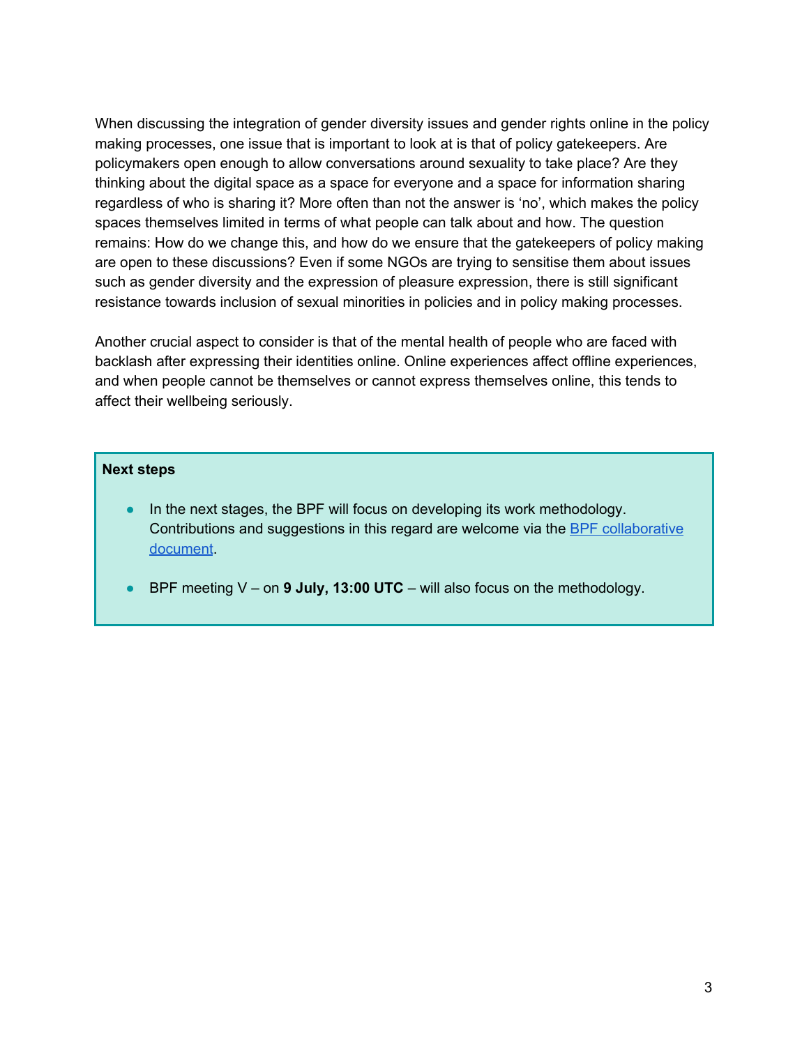When discussing the integration of gender diversity issues and gender rights online in the policy making processes, one issue that is important to look at is that of policy gatekeepers. Are policymakers open enough to allow conversations around sexuality to take place? Are they thinking about the digital space as a space for everyone and a space for information sharing regardless of who is sharing it? More often than not the answer is 'no', which makes the policy spaces themselves limited in terms of what people can talk about and how. The question remains: How do we change this, and how do we ensure that the gatekeepers of policy making are open to these discussions? Even if some NGOs are trying to sensitise them about issues such as gender diversity and the expression of pleasure expression, there is still significant resistance towards inclusion of sexual minorities in policies and in policy making processes.

Another crucial aspect to consider is that of the mental health of people who are faced with backlash after expressing their identities online. Online experiences affect offline experiences, and when people cannot be themselves or cannot express themselves online, this tends to affect their wellbeing seriously.

**Next steps**

- In the next stages, the BPF will focus on developing its work methodology. Contributions and suggestions in this regard are welcome via the BPF collaborative document.
- BPF meeting V – on **9 July, 13:00 UTC** – will also focus on the methodology.